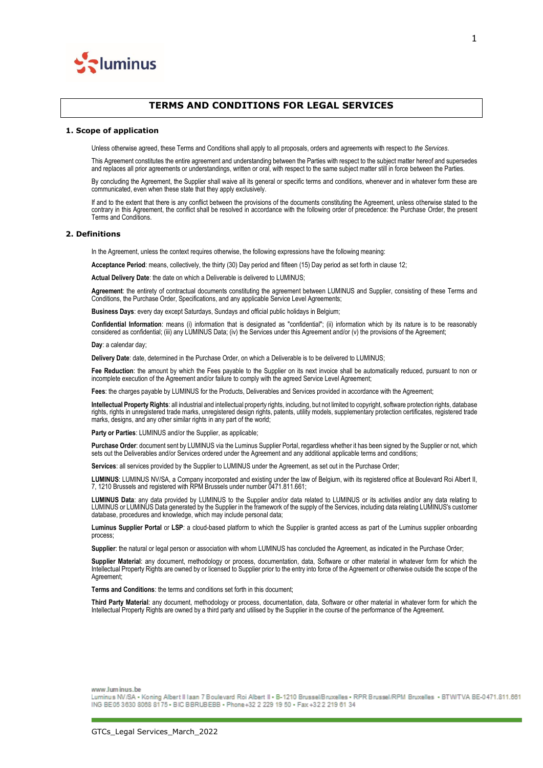# TERMS AND CONDITIONS FOR LEGAL SERVICES

## 1. Scope of application

Unless otherwise agreed, these Terms and Conditions shall apply to all proposals, orders and agreements with respect to *the Services*.

This Agreement constitutes the entire agreement and understanding between the Parties with respect to the subject matter hereof and supersedes and replaces all prior agreements or understandings, written or oral, with respect to the same subject matter still in force between the Parties.

By concluding the Agreement, the Supplier shall waive all its general or specific terms and conditions, whenever and in whatever form these are communicated, even when these state that they apply exclusively.

If and to the extent that there is any conflict between the provisions of the documents constituting the Agreement, unless otherwise stated to the contrary in this Agreement, the conflict shall be resolved in accordance with the following order of precedence: the Purchase Order, the present Terms and Conditions.

## 2. Definitions

In the Agreement, unless the context requires otherwise, the following expressions have the following meaning:

**Acceptance Period**: means, collectively, the thirty (30) Day period and fifteen (15) Day period as set forth in clause 12;

**Actual Delivery Date**: the date on which a Deliverable is delivered to LUMINUS;

**Agreement**: the entirety of contractual documents constituting the agreement between LUMINUS and Supplier, consisting of these Terms and Conditions, the Purchase Order, Specifications, and any applicable Service Level Agreements;

**Business Days**: every day except Saturdays, Sundays and official public holidays in Belgium;

**Confidential Information**: means (i) information that is designated as "confidential"; (ii) information which by its nature is to be reasonably considered as confidential; (iii) any LUMINUS Data; (iv) the Services under this Agreement and/or (v) the provisions of the Agreement;

**Day**: a calendar day;

**Delivery Date**: date, determined in the Purchase Order, on which a Deliverable is to be delivered to LUMINUS;

**Fee Reduction**: the amount by which the Fees payable to the Supplier on its next invoice shall be automatically reduced, pursuant to non or incomplete execution of the Agreement and/or failure to comply with the agreed Service Level Agreement;

**Fees**: the charges payable by LUMINUS for the Products, Deliverables and Services provided in accordance with the Agreement;

**Intellectual Property Rights**: all industrial and intellectual property rights, including, but not limited to copyright, software protection rights, database rights, rights in unregistered trade marks, unregistered design rights, patents, utility models, supplementary protection certificates, registered trade marks, designs, and any other similar rights in any part of the world;

**Party or Parties**: LUMINUS and/or the Supplier, as applicable;

**Purchase Order**: document sent by LUMINUS via the Luminus Supplier Portal, regardless whether it has been signed by the Supplier or not, which sets out the Deliverables and/or Services ordered under the Agreement and any additional applicable terms and conditions;

**Services**: all services provided by the Supplier to LUMINUS under the Agreement, as set out in the Purchase Order;

**LUMINUS**: LUMINUS NV/SA, a Company incorporated and existing under the law of Belgium, with its registered office at Boulevard Roi Albert II, 7, 1210 Brussels and registered with RPM Brussels under number 0471.811.661;

**LUMINUS Data**: any data provided by LUMINUS to the Supplier and/or data related to LUMINUS or its activities and/or any data relating to LUMINUS or LUMINUS Data generated by the Supplier in the framework of the supply of the Services, including data relating LUMINUS's customer database, procedures and knowledge, which may include personal data;

**Luminus Supplier Portal** or **LSP**: a cloud-based platform to which the Supplier is granted access as part of the Luminus supplier onboarding process;

**Supplier**: the natural or legal person or association with whom LUMINUS has concluded the Agreement, as indicated in the Purchase Order;

**Supplier Material**: any document, methodology or process, documentation, data, Software or other material in whatever form for which the Intellectual Property Rights are owned by or licensed to Supplier prior to the entry into force of the Agreement or otherwise outside the scope of the Agreement;

**Terms and Conditions**: the terms and conditions set forth in this document;

**Third Party Material**: any document, methodology or process, documentation, data, Software or other material in whatever form for which the Intellectual Property Rights are owned by a third party and utilised by the Supplier in the course of the performance of the Agreement.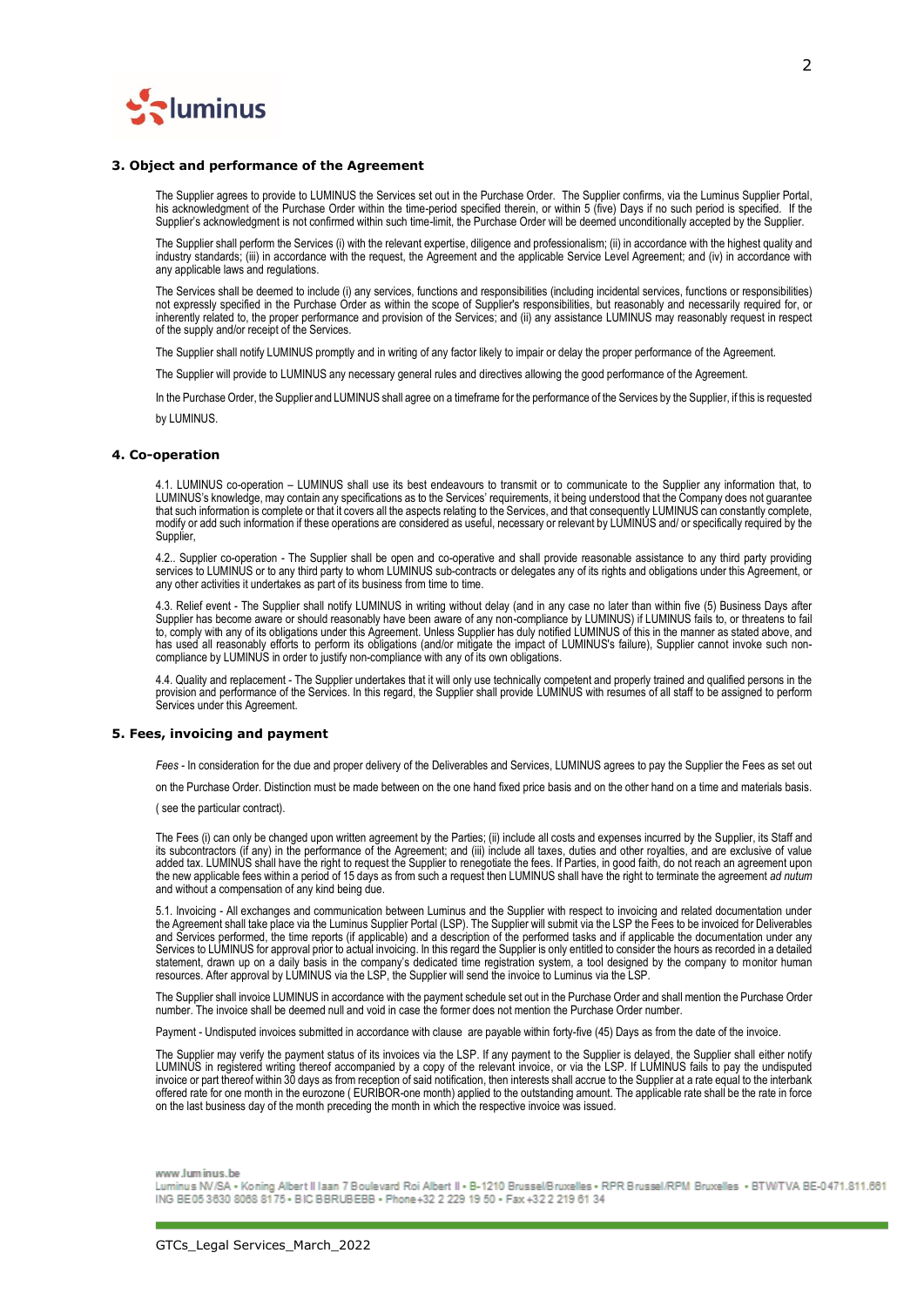## 3. Object and performance of the Agreement

The Supplier agrees to provide to LUMINUS the Services set out in the Purchase Order. The Supplier confirms, via the Luminus Supplier Portal, his acknowledgment of the Purchase Order within the time-period specified therein, or within 5 (five) Days if no such period is specified. If the Supplier's acknowledgment is not confirmed within such time-limit, the Purchase Order will be deemed unconditionally accepted by the Supplier.

The Supplier shall perform the Services (i) with the relevant expertise, diligence and professionalism; (ii) in accordance with the highest quality and industry standards; (iii) in accordance with the request, the Agreement and the applicable Service Level Agreement; and (iv) in accordance with any applicable laws and regulations.

The Services shall be deemed to include (i) any services, functions and responsibilities (including incidental services, functions or responsibilities) not expressly specified in the Purchase Order as within the scope of Supplier's responsibilities, but reasonably and necessarily required for, or inherently related to, the proper performance and provision of the Services; and (ii) any assistance LUMINUS may reasonably request in respect of the supply and/or receipt of the Services.

The Supplier shall notify LUMINUS promptly and in writing of any factor likely to impair or delay the proper performance of the Agreement.

The Supplier will provide to LUMINUS any necessary general rules and directives allowing the good performance of the Agreement.

In the Purchase Order, the Supplier and LUMINUS shall agree on a timeframe for the performance of the Services by the Supplier, if this is requested by LUMINUS.

## 4. Co-operation

4.1. LUMINUS co-operation – LUMINUS shall use its best endeavours to transmit or to communicate to the Supplier any information that, to LUMINUS's knowledge, may contain any specifications as to the Services' requirements, it being understood that the Company does not guarantee that such information is complete or that it covers all the aspects relating to the Services, and that consequently LUMINUS can constantly complete, modify or add such information if these operations are considered as useful, necessary or relevant by LUMINUS and/ or specifically required by the Supplier,

4.2.. Supplier co-operation - The Supplier shall be open and co-operative and shall provide reasonable assistance to any third party providing services to LUMINUS or to any third party to whom LUMINUS sub-contracts or delegates any of its rights and obligations under this Agreement, or any other activities it undertakes as part of its business from time to time.

4.3. Relief event - The Supplier shall notify LUMINUS in writing without delay (and in any case no later than within five (5) Business Days after Supplier has become aware or should reasonably have been aware of any non-compliance by LUMINUS) if LUMINUS fails to, or threatens to fail to, comply with any of its obligations under this Agreement. Unless Supplier has duly notified LUMINUS of this in the manner as stated above, and has used all reasonably efforts to perform its obligations (and/or mitigate the impact of LUMINUS's failure), Supplier cannot invoke such non-compliance by LUMINUS in order to justify non-compliance with any of its own obligations.

4.4. Quality and replacement - The Supplier undertakes that it will only use technically competent and properly trained and qualified persons in the provision and performance of the Services. In this regard, the Supplier shall provide LUMINUS with resumes of all staff to be assigned to perform Services under this Agreement.

## 5. Fees, invoicing and payment

*Fees* - In consideration for the due and proper delivery of the Deliverables and Services, LUMINUS agrees to pay the Supplier the Fees as set out on the Purchase Order. Distinction must be made between on the one hand fixed price basis and on the other hand on a time and materials basis. ( see the particular contract).

The Fees (i) can only be changed upon written agreement by the Parties; (ii) include all costs and expenses incurred by the Supplier, its Staff and its subcontractors (if any) in the performance of the Agreement; and (iii) include all taxes, duties and other royalties, and are exclusive of value added tax. LUMINUS shall have the right to request the Supplier to renegotiate the fees. If Parties, in good faith, do not reach an agreement upon the new applicable fees within a period of 15 days as from such a request then LUMINUS shall have the right to terminate the agreement *ad nutum* and without a compensation of any kind being due.

5.1. Invoicing - All exchanges and communication between Luminus and the Supplier with respect to invoicing and related documentation under the Agreement shall take place via the Luminus Supplier Portal (LSP). The Supplier will submit via the LSP the Fees to be invoiced for Deliverables and Services performed, the time reports (if applicable) and a description of the performed tasks and if applicable the documentation under any Services to LUMINUS for approval prior to actual invoicing. In this regard the Supplier is only entitled to consider the hours as recorded in a detailed statement, drawn up on a daily basis in the company's dedicated time registration system, a tool designed by the company to monitor human resources. After approval by LUMINUS via the LSP, the Supplier will send the invoice to Luminus via the LSP.

The Supplier shall invoice LUMINUS in accordance with the payment schedule set out in the Purchase Order and shall mention the Purchase Order number. The invoice shall be deemed null and void in case the former does not mention the Purchase Order number.

Payment - Undisputed invoices submitted in accordance with clause are payable within forty-five (45) Days as from the date of the invoice.

The Supplier may verify the payment status of its invoices via the LSP. If any payment to the Supplier is delayed, the Supplier shall either notify LUMINUS in registered writing thereof accompanied by a copy of the relevant invoice, or via the LSP. If LUMINUS fails to pay the undisputed invoice or part thereof within 30 days as from reception of said notification, then interests shall accrue to the Supplier at a rate equal to the interbank offered rate for one month in the eurozone ( EURIBOR-one month) applied to the outstanding amount. The applicable rate shall be the rate in force on the last business day of the month preceding the month in which the respective invoice was issued.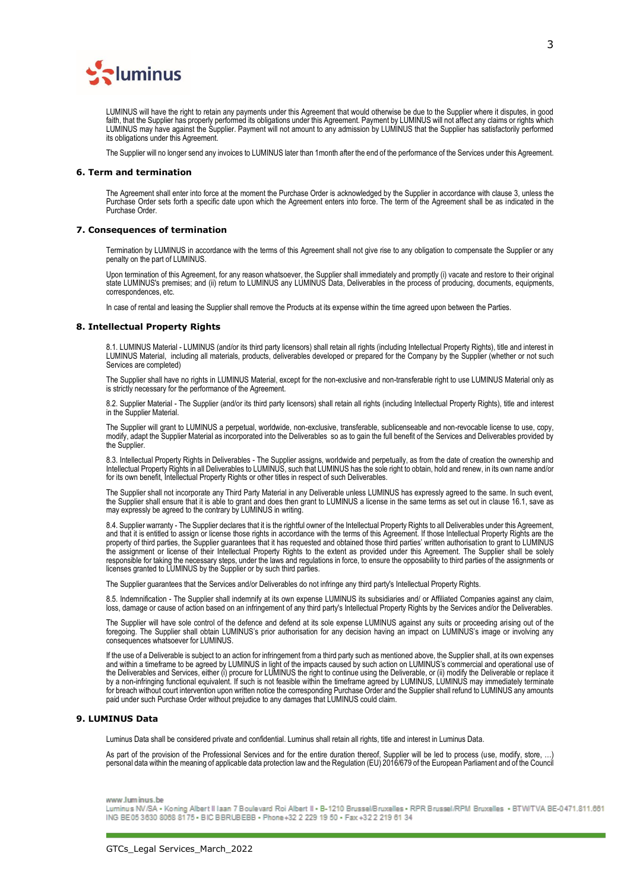LUMINUS will have the right to retain any payments under this Agreement that would otherwise be due to the Supplier where it disputes, in good faith, that the Supplier has properly performed its obligations under this Agreement. Payment by LUMINUS will not affect any claims or rights which LUMINUS may have against the Supplier. Payment will not amount to any admission by LUMINUS that the Supplier has satisfactorily performed its obligations under this Agreement.

The Supplier will no longer send any invoices to LUMINUS later than 1month after the end of the performance of the Services under this Agreement.

## 6. Term and termination

The Agreement shall enter into force at the moment the Purchase Order is acknowledged by the Supplier in accordance with clause 3, unless the Purchase Order sets forth a specific date upon which the Agreement enters into force. The term of the Agreement shall be as indicated in the Purchase Order.

## 7. Consequences of termination

Termination by LUMINUS in accordance with the terms of this Agreement shall not give rise to any obligation to compensate the Supplier or any penalty on the part of LUMINUS.

Upon termination of this Agreement, for any reason whatsoever, the Supplier shall immediately and promptly (i) vacate and restore to their original state LUMINUS's premises; and (ii) return to LUMINUS any LUMINUS Data, Deliverables in the process of producing, documents, equipments, correspondences, etc.

In case of rental and leasing the Supplier shall remove the Products at its expense within the time agreed upon between the Parties.

## 8. Intellectual Property Rights

8.1. LUMINUS Material - LUMINUS (and/or its third party licensors) shall retain all rights (including Intellectual Property Rights), title and interest in LUMINUS Material, including all materials, products, deliverables developed or prepared for the Company by the Supplier (whether or not such Services are completed)

The Supplier shall have no rights in LUMINUS Material, except for the non-exclusive and non-transferable right to use LUMINUS Material only as is strictly necessary for the performance of the Agreement.

8.2. Supplier Material - The Supplier (and/or its third party licensors) shall retain all rights (including Intellectual Property Rights), title and interest in the Supplier Material.

The Supplier will grant to LUMINUS a perpetual, worldwide, non-exclusive, transferable, sublicenseable and non-revocable license to use, copy, modify, adapt the Supplier Material as incorporated into the Deliverables so as to gain the full benefit of the Services and Deliverables provided by the Supplier.

8.3. Intellectual Property Rights in Deliverables - The Supplier assigns, worldwide and perpetually, as from the date of creation the ownership and Intellectual Property Rights in all Deliverables to LUMINUS, such that LUMINUS has the sole right to obtain, hold and renew, in its own name and/or for its own benefit, Intellectual Property Rights or other titles in respect of such Deliverables.

The Supplier shall not incorporate any Third Party Material in any Deliverable unless LUMINUS has expressly agreed to the same. In such event, the Supplier shall ensure that it is able to grant and does then grant to LUMINUS a license in the same terms as set out in clause 16.1, save as may expressly be agreed to the contrary by LUMINUS in writing.

8.4. Supplier warranty - The Supplier declares that it is the rightful owner of the Intellectual Property Rights to all Deliverables under this Agreement, and that it is entitled to assign or license those rights in accordance with the terms of this Agreement. If those Intellectual Property Rights are the property of third parties, the Supplier guarantees that it has requested and obtained those third parties' written authorisation to grant to LUMINUS the assignment or license of their Intellectual Property Rights to the extent as provided under this Agreement. The Supplier shall be solely responsible for taking the necessary steps, under the laws and regulations in force, to ensure the opposability to third parties of the assignments or licenses granted to LUMINUS by the Supplier or by such third parties.

The Supplier guarantees that the Services and/or Deliverables do not infringe any third party's Intellectual Property Rights.

8.5. Indemnification - The Supplier shall indemnify at its own expense LUMINUS its subsidiaries and/ or Affiliated Companies against any claim, loss, damage or cause of action based on an infringement of any third party's Intellectual Property Rights by the Services and/or the Deliverables.

The Supplier will have sole control of the defence and defend at its sole expense LUMINUS against any suits or proceeding arising out of the foregoing. The Supplier shall obtain LUMINUS's prior authorisation for any decision having an impact on LUMINUS's image or involving any consequences whatsoever for LUMINUS.

If the use of a Deliverable is subject to an action for infringement from a third party such as mentioned above, the Supplier shall, at its own expenses and within a timeframe to be agreed by LUMINUS in light of the impacts caused by such action on LUMINUS's commercial and operational use of the Deliverables and Services, either (i) procure for LUMINUS the right to continue using the Deliverable, or (ii) modify the Deliverable or replace it by a non-infringing functional equivalent. If such is not feasible within the timeframe agreed by LUMINUS, LUMINUS may immediately terminate for breach without court intervention upon written notice the corresponding Purchase Order and the Supplier shall refund to LUMINUS any amounts paid under such Purchase Order without prejudice to any damages that LUMINUS could claim.

## 9. LUMINUS Data

Luminus Data shall be considered private and confidential. Luminus shall retain all rights, title and interest in Luminus Data.

As part of the provision of the Professional Services and for the entire duration thereof, Supplier will be led to process (use, modify, store, …) personal data within the meaning of applicable data protection law and the Regulation (EU) 2016/679 of the European Parliament and of the Council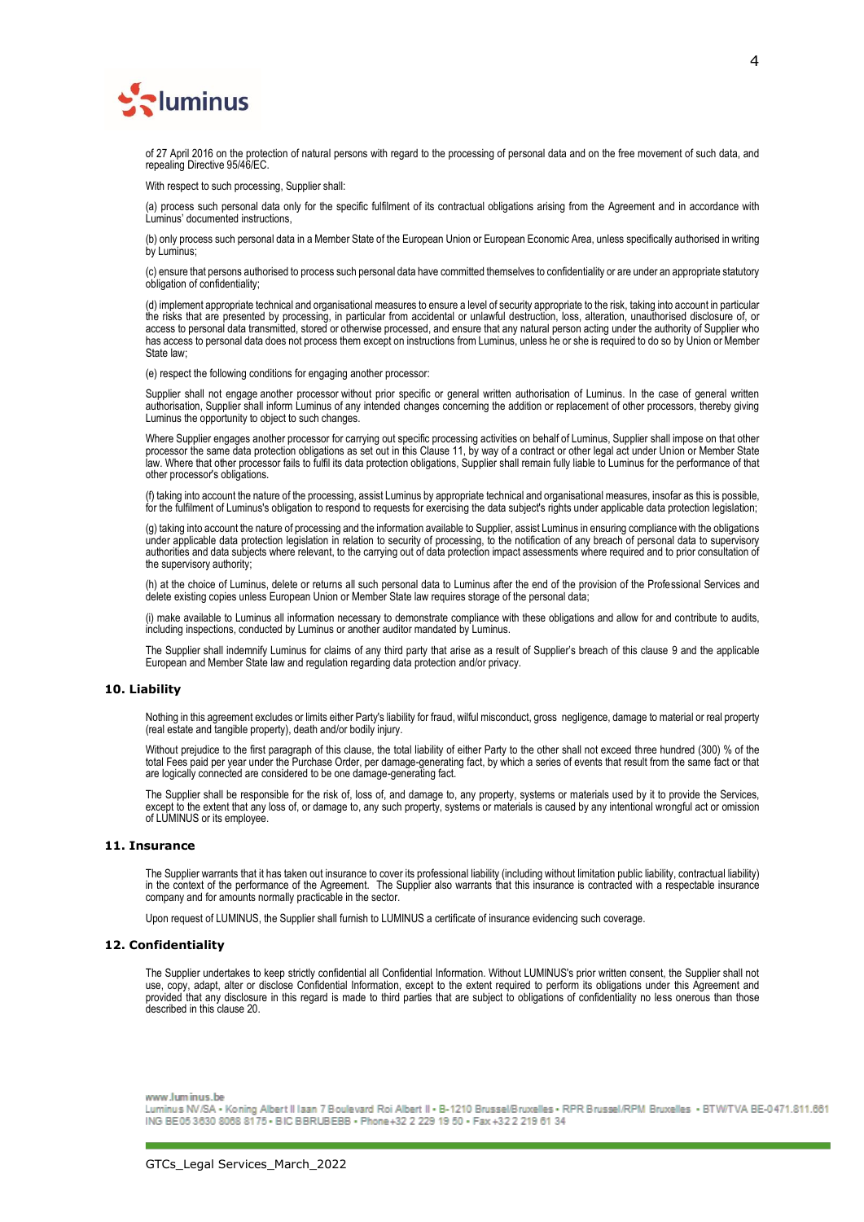of 27 April 2016 on the protection of natural persons with regard to the processing of personal data and on the free movement of such data, and repealing Directive 95/46/EC.

With respect to such processing, Supplier shall:

(a) process such personal data only for the specific fulfilment of its contractual obligations arising from the Agreement and in accordance with Luminus' documented instructions,

(b) only process such personal data in a Member State of the European Union or European Economic Area, unless specifically authorised in writing by Luminus;

(c) ensure that persons authorised to process such personal data have committed themselves to confidentiality or are under an appropriate statutory obligation of confidentiality;

(d) implement appropriate technical and organisational measures to ensure a level of security appropriate to the risk, taking into account in particular the risks that are presented by processing, in particular from accidental or unlawful destruction, loss, alteration, unauthorised disclosure of, or access to personal data transmitted, stored or otherwise processed, and ensure that any natural person acting under the authority of Supplier who has access to personal data does not process them except on instructions from Luminus, unless he or she is required to do so by Union or Member State law;

(e) respect the following conditions for engaging another processor:

Supplier shall not engage another processor without prior specific or general written authorisation of Luminus. In the case of general written authorisation, Supplier shall inform Luminus of any intended changes concerning the addition or replacement of other processors, thereby giving Luminus the opportunity to object to such changes.

Where Supplier engages another processor for carrying out specific processing activities on behalf of Luminus, Supplier shall impose on that other processor the same data protection obligations as set out in this Clause 11, by way of a contract or other legal act under Union or Member State law. Where that other processor fails to fulfil its data protection obligations, Supplier shall remain fully liable to Luminus for the performance of that other processor's obligations.

(f) taking into account the nature of the processing, assist Luminus by appropriate technical and organisational measures, insofar as this is possible, for the fulfilment of Luminus's obligation to respond to requests for exercising the data subject's rights under applicable data protection legislation;

(g) taking into account the nature of processing and the information available to Supplier, assist Luminus in ensuring compliance with the obligations under applicable data protection legislation in relation to security of processing, to the notification of any breach of personal data to supervisory authorities and data subjects where relevant, to the carrying out of data protection impact assessments where required and to prior consultation of the supervisory authority;

(h) at the choice of Luminus, delete or returns all such personal data to Luminus after the end of the provision of the Professional Services and delete existing copies unless European Union or Member State law requires storage of the personal data;

(i) make available to Luminus all information necessary to demonstrate compliance with these obligations and allow for and contribute to audits, including inspections, conducted by Luminus or another auditor mandated by Luminus.

The Supplier shall indemnify Luminus for claims of any third party that arise as a result of Supplier's breach of this clause 9 and the applicable European and Member State law and regulation regarding data protection and/or privacy.

## 10. Liability

Nothing in this agreement excludes or limits either Party's liability for fraud, wilful misconduct, gross negligence, damage to material or real property (real estate and tangible property), death and/or bodily injury.

Without prejudice to the first paragraph of this clause, the total liability of either Party to the other shall not exceed three hundred (300) % of the total Fees paid per year under the Purchase Order, per damage-generating fact, by which a series of events that result from the same fact or that are logically connected are considered to be one damage-generating fact.

The Supplier shall be responsible for the risk of, loss of, and damage to, any property, systems or materials used by it to provide the Services, except to the extent that any loss of, or damage to, any such property, systems or materials is caused by any intentional wrongful act or omission of LUMINUS or its employee.

## 11. Insurance

The Supplier warrants that it has taken out insurance to cover its professional liability (including without limitation public liability, contractual liability) in the context of the performance of the Agreement. The Supplier also warrants that this insurance is contracted with a respectable insurance company and for amounts normally practicable in the sector.

Upon request of LUMINUS, the Supplier shall furnish to LUMINUS a certificate of insurance evidencing such coverage.

## 12. Confidentiality

The Supplier undertakes to keep strictly confidential all Confidential Information. Without LUMINUS's prior written consent, the Supplier shall not use, copy, adapt, alter or disclose Confidential Information, except to the extent required to perform its obligations under this Agreement and provided that any disclosure in this regard is made to third parties that are subject to obligations of confidentiality no less onerous than those described in this clause 20.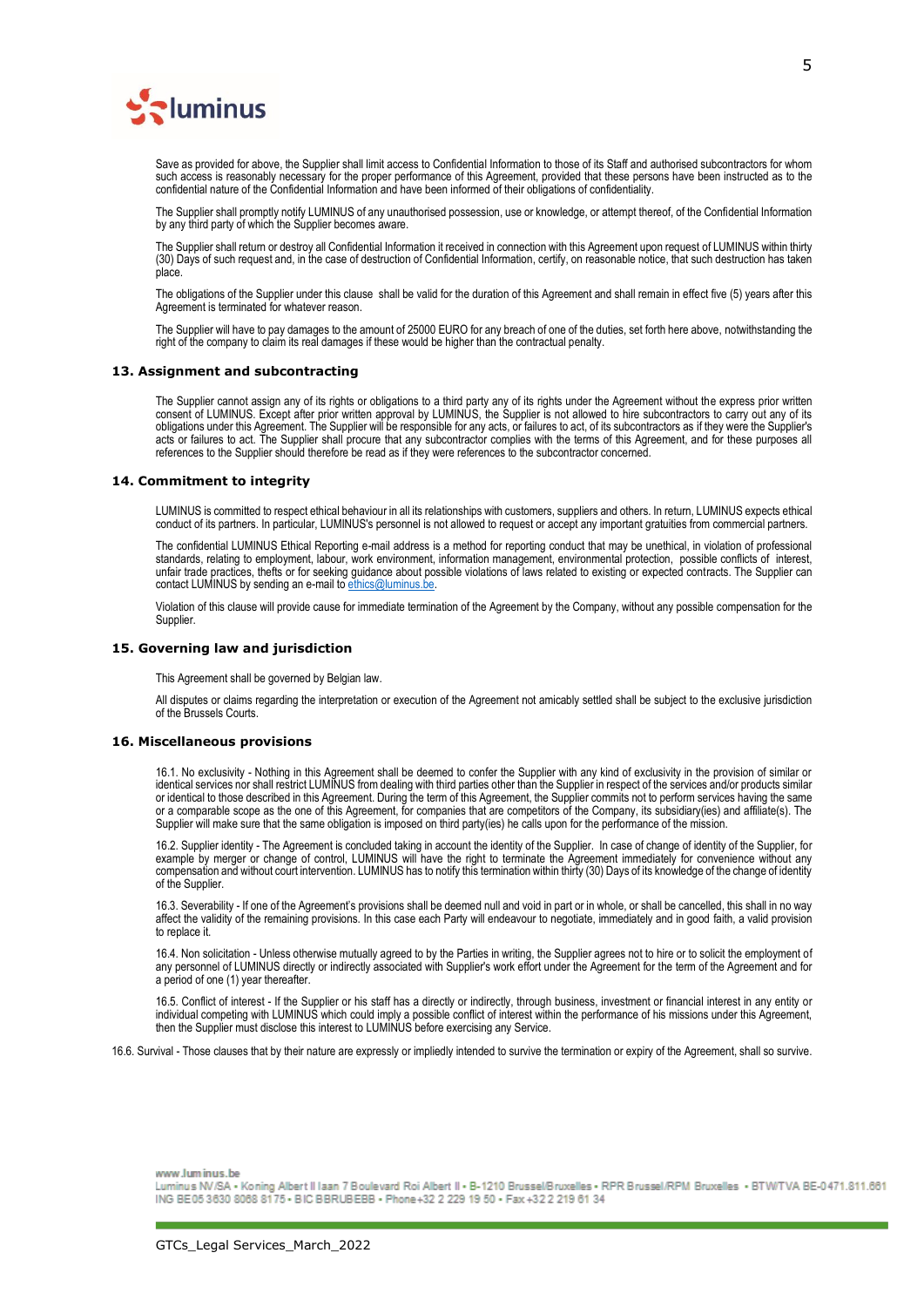Save as provided for above, the Supplier shall limit access to Confidential Information to those of its Staff and authorised subcontractors for whom such access is reasonably necessary for the proper performance of this Agreement, provided that these persons have been instructed as to the confidential nature of the Confidential Information and have been informed of their obligations of confidentiality.

The Supplier shall promptly notify LUMINUS of any unauthorised possession, use or knowledge, or attempt thereof, of the Confidential Information by any third party of which the Supplier becomes aware.

The Supplier shall return or destroy all Confidential Information it received in connection with this Agreement upon request of LUMINUS within thirty (30) Days of such request and, in the case of destruction of Confidential Information, certify, on reasonable notice, that such destruction has taken place.

The obligations of the Supplier under this clause shall be valid for the duration of this Agreement and shall remain in effect five (5) years after this Agreement is terminated for whatever reason.

The Supplier will have to pay damages to the amount of 25000 EURO for any breach of one of the duties, set forth here above, notwithstanding the right of the company to claim its real damages if these would be higher than the contractual penalty.

## 13. Assignment and subcontracting

The Supplier cannot assign any of its rights or obligations to a third party any of its rights under the Agreement without the express prior written consent of LUMINUS. Except after prior written approval by LUMINUS, the Supplier is not allowed to hire subcontractors to carry out any of its obligations under this Agreement. The Supplier will be responsible for any acts, or failures to act, of its subcontractors as if they were the Supplier's acts or failures to act. The Supplier shall procure that any subcontractor complies with the terms of this Agreement, and for these purposes all references to the Supplier should therefore be read as if they were references to the subcontractor concerned.

## 14. Commitment to integrity

LUMINUS is committed to respect ethical behaviour in all its relationships with customers, suppliers and others. In return, LUMINUS expects ethical conduct of its partners. In particular, LUMINUS's personnel is not allowed to request or accept any important gratuities from commercial partners.

The confidential LUMINUS Ethical Reporting e-mail address is a method for reporting conduct that may be unethical, in violation of professional standards, relating to employment, labour, work environment, information management, environmental protection, possible conflicts of interest, unfair trade practices, thefts or for seeking guidance about possible violations of laws related to existing or expected contracts. The Supplier can contact LUMINUS by sending an e-mail to ethics@luminus.be.

Violation of this clause will provide cause for immediate termination of the Agreement by the Company, without any possible compensation for the Supplier.

## 15. Governing law and jurisdiction

This Agreement shall be governed by Belgian law.

All disputes or claims regarding the interpretation or execution of the Agreement not amicably settled shall be subject to the exclusive jurisdiction of the Brussels Courts.

## 16. Miscellaneous provisions

16.1. No exclusivity - Nothing in this Agreement shall be deemed to confer the Supplier with any kind of exclusivity in the provision of similar or identical services nor shall restrict LUMINUS from dealing with third parties other than the Supplier in respect of the services and/or products similar or identical to those described in this Agreement. During the term of this Agreement, the Supplier commits not to perform services having the same or a comparable scope as the one of this Agreement, for companies that are competitors of the Company, its subsidiary(ies) and affiliate(s). The Supplier will make sure that the same obligation is imposed on third party(ies) he calls upon for the performance of the mission.

16.2. Supplier identity - The Agreement is concluded taking in account the identity of the Supplier. In case of change of identity of the Supplier, for example by merger or change of control, LUMINUS will have the right to terminate the Agreement immediately for convenience without any compensation and without court intervention. LUMINUS has to notify this termination within thirty (30) Days of its knowledge of the change of identity of the Supplier.

16.3. Severability - If one of the Agreement's provisions shall be deemed null and void in part or in whole, or shall be cancelled, this shall in no way affect the validity of the remaining provisions. In this case each Party will endeavour to negotiate, immediately and in good faith, a valid provision to replace it.

16.4. Non solicitation - Unless otherwise mutually agreed to by the Parties in writing, the Supplier agrees not to hire or to solicit the employment of any personnel of LUMINUS directly or indirectly associated with Supplier's work effort under the Agreement for the term of the Agreement and for a period of one (1) year thereafter.

16.5. Conflict of interest - If the Supplier or his staff has a directly or indirectly, through business, investment or financial interest in any entity or individual competing with LUMINUS which could imply a possible conflict of interest within the performance of his missions under this Agreement, then the Supplier must disclose this interest to LUMINUS before exercising any Service.

16.6. Survival - Those clauses that by their nature are expressly or impliedly intended to survive the termination or expiry of the Agreement, shall so survive.